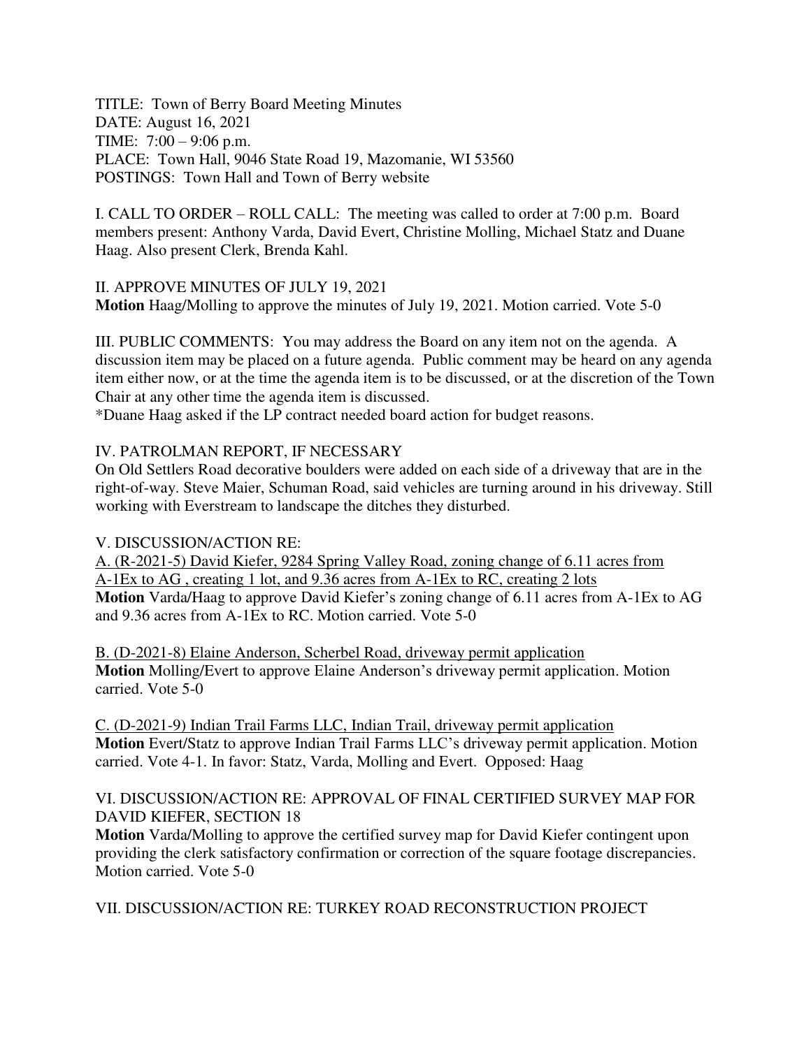TITLE: Town of Berry Board Meeting Minutes
DATE: August 16, 2021
TIME: 7:00 – 9:06 p.m.
PLACE: Town Hall, 9046 State Road 19, Mazomanie, WI 53560
POSTINGS: Town Hall and Town of Berry website

I. CALL TO ORDER – ROLL CALL: The meeting was called to order at 7:00 p.m. Board members present: Anthony Varda, David Evert, Christine Molling, Michael Statz and Duane Haag. Also present Clerk, Brenda Kahl.

II. APPROVE MINUTES OF JULY 19, 2021
**Motion** Haag/Molling to approve the minutes of July 19, 2021. Motion carried. Vote 5-0

III. PUBLIC COMMENTS: You may address the Board on any item not on the agenda. A discussion item may be placed on a future agenda. Public comment may be heard on any agenda item either now, or at the time the agenda item is to be discussed, or at the discretion of the Town Chair at any other time the agenda item is discussed.
*Duane Haag asked if the LP contract needed board action for budget reasons.

IV. PATROLMAN REPORT, IF NECESSARY
On Old Settlers Road decorative boulders were added on each side of a driveway that are in the right-of-way. Steve Maier, Schuman Road, said vehicles are turning around in his driveway. Still working with Everstream to landscape the ditches they disturbed.

V. DISCUSSION/ACTION RE:
<u>A. (R-2021-5) David Kiefer, 9284 Spring Valley Road, zoning change of 6.11 acres from A-1Ex to AG , creating 1 lot, and 9.36 acres from A-1Ex to RC, creating 2 lots</u>
**Motion** Varda/Haag to approve David Kiefer's zoning change of 6.11 acres from A-1Ex to AG and 9.36 acres from A-1Ex to RC. Motion carried. Vote 5-0

<u>B. (D-2021-8) Elaine Anderson, Scherbel Road, driveway permit application</u>
**Motion** Molling/Evert to approve Elaine Anderson's driveway permit application. Motion carried. Vote 5-0

<u>C. (D-2021-9) Indian Trail Farms LLC, Indian Trail, driveway permit application</u>
**Motion** Evert/Statz to approve Indian Trail Farms LLC's driveway permit application. Motion carried. Vote 4-1. In favor: Statz, Varda, Molling and Evert. Opposed: Haag

VI. DISCUSSION/ACTION RE: APPROVAL OF FINAL CERTIFIED SURVEY MAP FOR DAVID KIEFER, SECTION 18
**Motion** Varda/Molling to approve the certified survey map for David Kiefer contingent upon providing the clerk satisfactory confirmation or correction of the square footage discrepancies. Motion carried. Vote 5-0

VII. DISCUSSION/ACTION RE: TURKEY ROAD RECONSTRUCTION PROJECT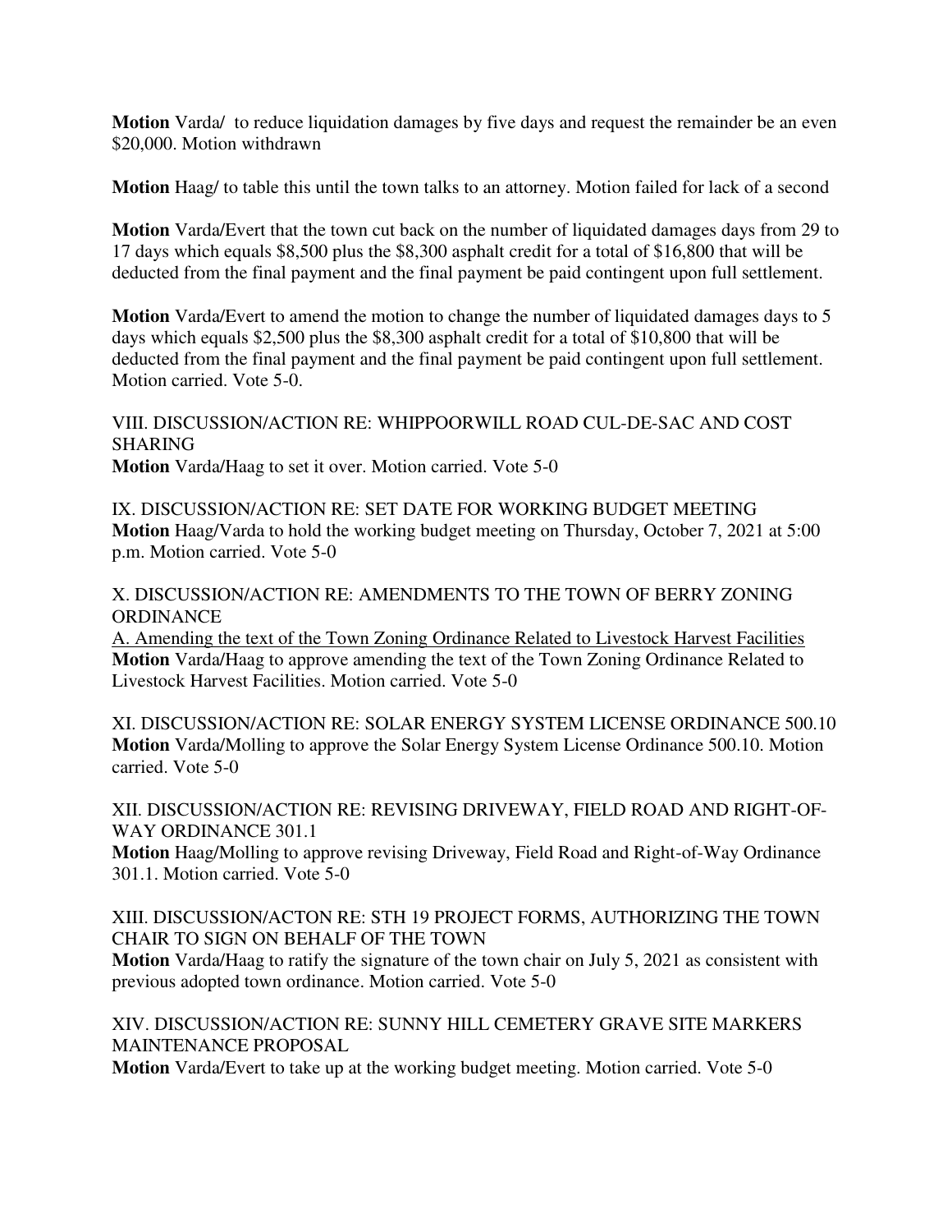**Motion** Varda/ to reduce liquidation damages by five days and request the remainder be an even $20,000. Motion withdrawn

**Motion** Haag/ to table this until the town talks to an attorney. Motion failed for lack of a second

**Motion** Varda/Evert that the town cut back on the number of liquidated damages days from 29 to 17 days which equals $8,500 plus the $8,300 asphalt credit for a total of $16,800 that will be deducted from the final payment and the final payment be paid contingent upon full settlement.

**Motion** Varda/Evert to amend the motion to change the number of liquidated damages days to 5 days which equals $2,500 plus the $8,300 asphalt credit for a total of $10,800 that will be deducted from the final payment and the final payment be paid contingent upon full settlement. Motion carried. Vote 5-0.

VIII. DISCUSSION/ACTION RE: WHIPPOORWILL ROAD CUL-DE-SAC AND COST SHARING
**Motion** Varda/Haag to set it over. Motion carried. Vote 5-0

IX. DISCUSSION/ACTION RE: SET DATE FOR WORKING BUDGET MEETING
**Motion** Haag/Varda to hold the working budget meeting on Thursday, October 7, 2021 at 5:00 p.m. Motion carried. Vote 5-0

X. DISCUSSION/ACTION RE: AMENDMENTS TO THE TOWN OF BERRY ZONING ORDINANCE

<u>A. Amending the text of the Town Zoning Ordinance Related to Livestock Harvest Facilities</u>
**Motion** Varda/Haag to approve amending the text of the Town Zoning Ordinance Related to Livestock Harvest Facilities. Motion carried. Vote 5-0

XI. DISCUSSION/ACTION RE: SOLAR ENERGY SYSTEM LICENSE ORDINANCE 500.10
**Motion** Varda/Molling to approve the Solar Energy System License Ordinance 500.10. Motion carried. Vote 5-0

XII. DISCUSSION/ACTION RE: REVISING DRIVEWAY, FIELD ROAD AND RIGHT-OF-WAY ORDINANCE 301.1
**Motion** Haag/Molling to approve revising Driveway, Field Road and Right-of-Way Ordinance 301.1. Motion carried. Vote 5-0

XIII. DISCUSSION/ACTON RE: STH 19 PROJECT FORMS, AUTHORIZING THE TOWN CHAIR TO SIGN ON BEHALF OF THE TOWN
**Motion** Varda/Haag to ratify the signature of the town chair on July 5, 2021 as consistent with previous adopted town ordinance. Motion carried. Vote 5-0

XIV. DISCUSSION/ACTION RE: SUNNY HILL CEMETERY GRAVE SITE MARKERS MAINTENANCE PROPOSAL
**Motion** Varda/Evert to take up at the working budget meeting. Motion carried. Vote 5-0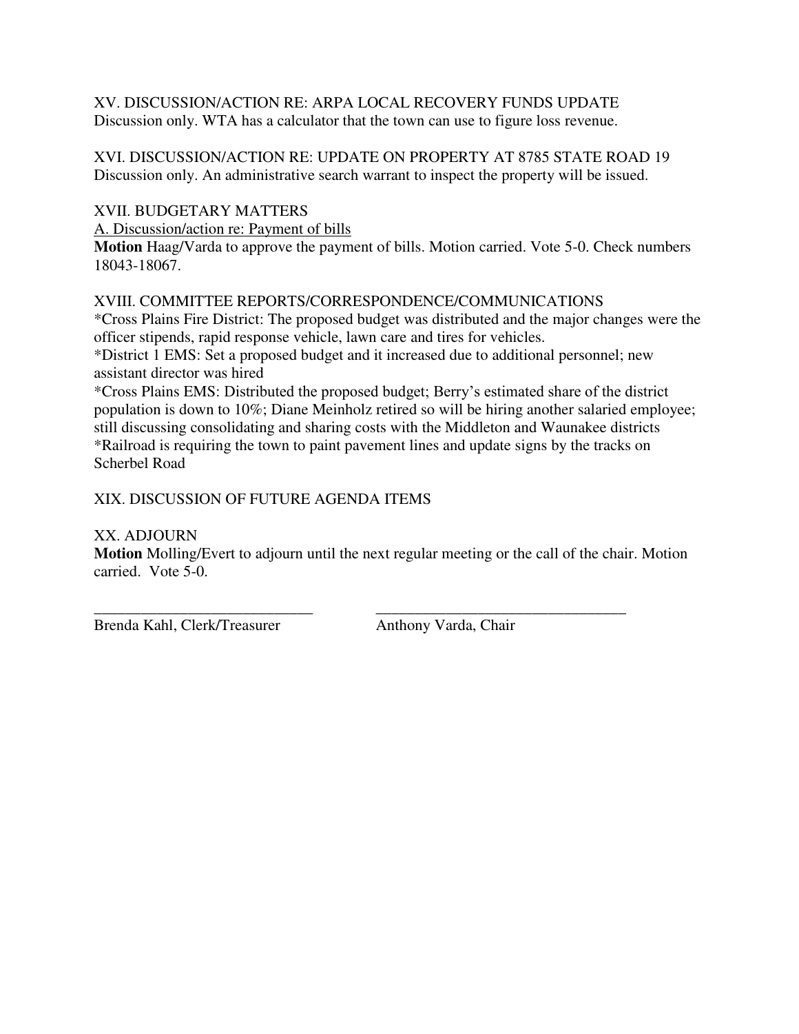XV. DISCUSSION/ACTION RE: ARPA LOCAL RECOVERY FUNDS UPDATE
Discussion only. WTA has a calculator that the town can use to figure loss revenue.

XVI. DISCUSSION/ACTION RE: UPDATE ON PROPERTY AT 8785 STATE ROAD 19
Discussion only. An administrative search warrant to inspect the property will be issued.

XVII. BUDGETARY MATTERS

A. Discussion/action re: Payment of bills

**Motion** Haag/Varda to approve the payment of bills. Motion carried. Vote 5-0. Check numbers 18043-18067.

XVIII. COMMITTEE REPORTS/CORRESPONDENCE/COMMUNICATIONS

*Cross Plains Fire District: The proposed budget was distributed and the major changes were the officer stipends, rapid response vehicle, lawn care and tires for vehicles.

*District 1 EMS: Set a proposed budget and it increased due to additional personnel; new assistant director was hired

*Cross Plains EMS: Distributed the proposed budget; Berry's estimated share of the district population is down to 10%; Diane Meinholz retired so will be hiring another salaried employee; still discussing consolidating and sharing costs with the Middleton and Waunakee districts

*Railroad is requiring the town to paint pavement lines and update signs by the tracks on Scherbel Road

XIX. DISCUSSION OF FUTURE AGENDA ITEMS

XX. ADJOURN

**Motion** Molling/Evert to adjourn until the next regular meeting or the call of the chair. Motion carried. Vote 5-0.

\_\_\_\_\_\_\_\_\_\_\_\_\_\_\_\_\_\_\_\_\_\_\_\_\_\_\_\_ \_\_\_\_\_\_\_\_\_\_\_\_\_\_\_\_\_\_\_\_\_\_\_\_\_\_\_\_\_\_\_\_\_

Brenda Kahl, Clerk/Treasurer Anthony Varda, Chair